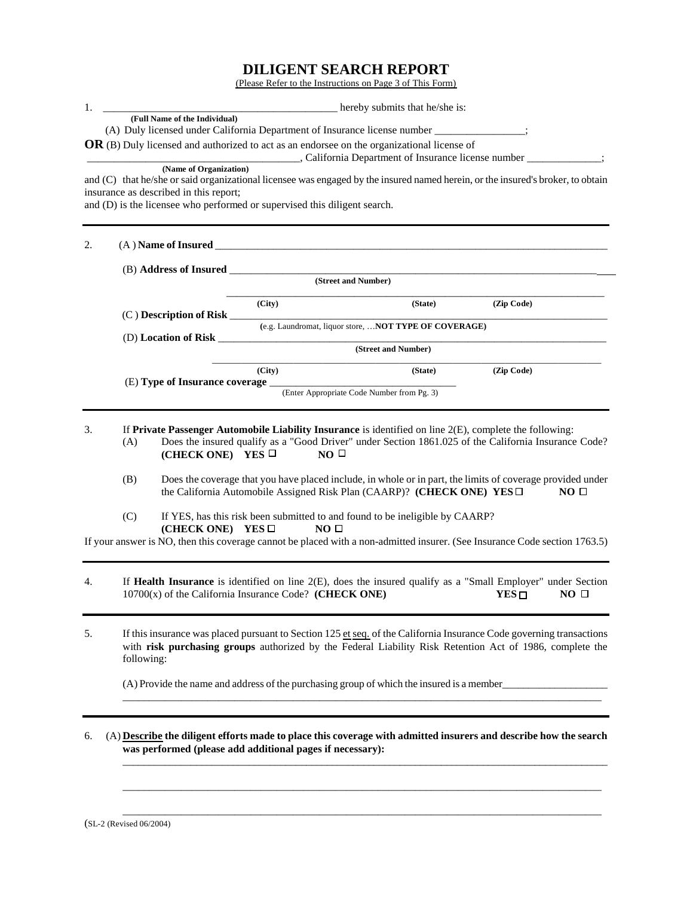# DILIGENT SEARCH REPORT

(Please Refer to the Instructions on Page 3 of This Form)

1. _____________________________________________ hereby submits that he/she is:
   **(Full Name of the Individual)**

   (A) Duly licensed under California Department of Insurance license number _________________;

   **OR** (B) Duly licensed and authorized to act as an endorsee on the organizational license of _______________________________________, California Department of Insurance license number ______________;
   **(Name of Organization)**

   and (C) that he/she or said organizational licensee was engaged by the insured named herein, or the insured's broker, to obtain insurance as described in this report;

   and (D) is the licensee who performed or supervised this diligent search.

---

2. (A) **Name of Insured** ______________________________________________________________________________

   (B) **Address of Insured** ___________________________________________________________________________
   **(Street and Number)**

   ______________________________________________________________________________
   **(City)** **(State)** **(Zip Code)**

   (C) **Description of Risk** ___________________________________________________________________________
   **(**e.g. Laundromat, liquor store, …**NOT TYPE OF COVERAGE)**

   (D) **Location of Risk** ______________________________________________________________________________
   **(Street and Number)**

   ______________________________________________________________________________
   **(City)** **(State)** **(Zip Code)**

   (E) **Type of Insurance coverage** ____________________________________
   (Enter Appropriate Code Number from Pg. 3)

---

3. If **Private Passenger Automobile Liability Insurance** is identified on line 2(E), complete the following:

   (A) Does the insured qualify as a "Good Driver" under Section 1861.025 of the California Insurance Code? **(CHECK ONE) YES** ☐ **NO** ☐

   (B) Does the coverage that you have placed include, in whole or in part, the limits of coverage provided under the California Automobile Assigned Risk Plan (CAARP)? **(CHECK ONE) YES** ☐ **NO** ☐

   (C) If YES, has this risk been submitted to and found to be ineligible by CAARP? **(CHECK ONE) YES** ☐ **NO** ☐

If your answer is NO, then this coverage cannot be placed with a non-admitted insurer. (See Insurance Code section 1763.5)

---

4. If **Health Insurance** is identified on line 2(E), does the insured qualify as a "Small Employer" under Section 10700(x) of the California Insurance Code? **(CHECK ONE)** **YES** ☐ **NO** ☐

---

5. If this insurance was placed pursuant to Section 125 et seq. of the California Insurance Code governing transactions with **risk purchasing groups** authorized by the Federal Liability Risk Retention Act of 1986, complete the following:

   (A) Provide the name and address of the purchasing group of which the insured is a member___________________
   ______________________________________________________________________________________________

---

6. (A) **Describe the diligent efforts made to place this coverage with admitted insurers and describe how the search was performed (please add additional pages if necessary):**

   ______________________________________________________________________________________________

   ______________________________________________________________________________________________

   ______________________________________________________________________________________________

(SL-2 (Revised 06/2004)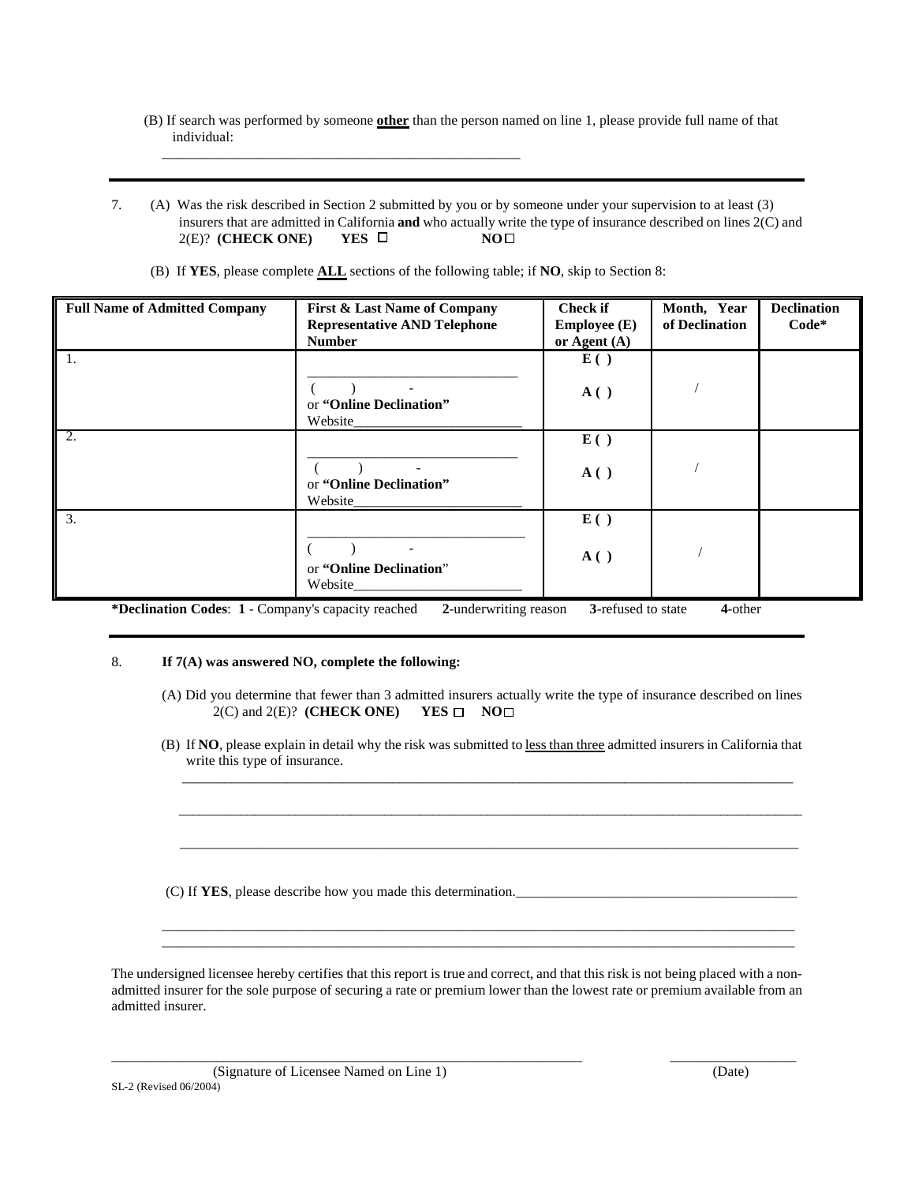(B) If search was performed by someone **other** than the person named on line 1, please provide full name of that individual:

_____________________________________________________

---

7. (A) Was the risk described in Section 2 submitted by you or by someone under your supervision to at least (3) insurers that are admitted in California **and** who actually write the type of insurance described on lines 2(C) and 2(E)? **(CHECK ONE)** **YES** ☐ **NO** ☐

(B) If **YES**, please complete **ALL** sections of the following table; if **NO**, skip to Section 8:

| Full Name of Admitted Company | First & Last Name of Company Representative AND Telephone Number | Check if Employee (E) or Agent (A) | Month, Year of Declination | Declination Code* |
|---|---|---|---|---|
| 1. | ______________________________ ( ) - or **"Online Declination"** Website________________________ | **E ( )** **A ( )** | / | |
| 2. | ______________________________ ( ) - or **"Online Declination"** Website________________________ | **E ( )** **A ( )** | / | |
| 3. | ______________________________ ( ) - or **"Online Declination"** Website________________________ | **E ( )** **A ( )** | / | |

**\*Declination Codes**: **1** - Company's capacity reached **2**-underwriting reason **3**-refused to state **4**-other

---

8. **If 7(A) was answered NO, complete the following:**

(A) Did you determine that fewer than 3 admitted insurers actually write the type of insurance described on lines 2(C) and 2(E)? **(CHECK ONE)** **YES** ☐ **NO** ☐

(B) If **NO**, please explain in detail why the risk was submitted to <u>less than three</u> admitted insurers in California that write this type of insurance.

_____________________________________________________________________________________

_____________________________________________________________________________________

_____________________________________________________________________________________

(C) If **YES**, please describe how you made this determination.________________________________________

_____________________________________________________________________________________

_____________________________________________________________________________________

The undersigned licensee hereby certifies that this report is true and correct, and that this risk is not being placed with a non-admitted insurer for the sole purpose of securing a rate or premium lower than the lowest rate or premium available from an admitted insurer.

_______________________________________________________________ __________________

(Signature of Licensee Named on Line 1) (Date)

SL-2 (Revised 06/2004)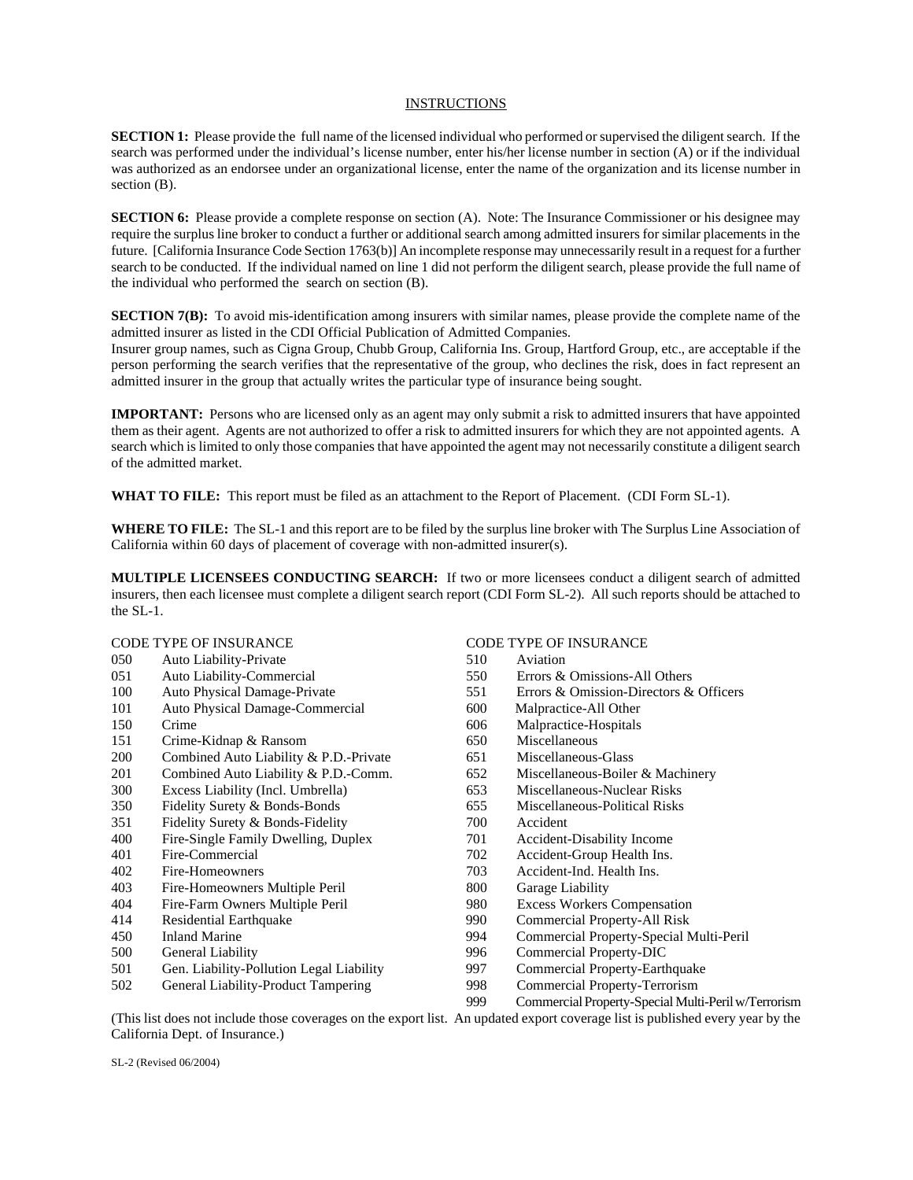## INSTRUCTIONS

**SECTION 1:** Please provide the full name of the licensed individual who performed or supervised the diligent search. If the search was performed under the individual's license number, enter his/her license number in section (A) or if the individual was authorized as an endorsee under an organizational license, enter the name of the organization and its license number in section (B).

**SECTION 6:** Please provide a complete response on section (A). Note: The Insurance Commissioner or his designee may require the surplus line broker to conduct a further or additional search among admitted insurers for similar placements in the future. [California Insurance Code Section 1763(b)] An incomplete response may unnecessarily result in a request for a further search to be conducted. If the individual named on line 1 did not perform the diligent search, please provide the full name of the individual who performed the search on section (B).

**SECTION 7(B):** To avoid mis-identification among insurers with similar names, please provide the complete name of the admitted insurer as listed in the CDI Official Publication of Admitted Companies.
Insurer group names, such as Cigna Group, Chubb Group, California Ins. Group, Hartford Group, etc., are acceptable if the person performing the search verifies that the representative of the group, who declines the risk, does in fact represent an admitted insurer in the group that actually writes the particular type of insurance being sought.

**IMPORTANT:** Persons who are licensed only as an agent may only submit a risk to admitted insurers that have appointed them as their agent. Agents are not authorized to offer a risk to admitted insurers for which they are not appointed agents. A search which is limited to only those companies that have appointed the agent may not necessarily constitute a diligent search of the admitted market.

**WHAT TO FILE:** This report must be filed as an attachment to the Report of Placement. (CDI Form SL-1).

**WHERE TO FILE:** The SL-1 and this report are to be filed by the surplus line broker with The Surplus Line Association of California within 60 days of placement of coverage with non-admitted insurer(s).

**MULTIPLE LICENSEES CONDUCTING SEARCH:** If two or more licensees conduct a diligent search of admitted insurers, then each licensee must complete a diligent search report (CDI Form SL-2). All such reports should be attached to the SL-1.

| CODE | TYPE OF INSURANCE | CODE | TYPE OF INSURANCE |
|---|---|---|---|
| 050 | Auto Liability-Private | 510 | Aviation |
| 051 | Auto Liability-Commercial | 550 | Errors & Omissions-All Others |
| 100 | Auto Physical Damage-Private | 551 | Errors & Omission-Directors & Officers |
| 101 | Auto Physical Damage-Commercial | 600 | Malpractice-All Other |
| 150 | Crime | 606 | Malpractice-Hospitals |
| 151 | Crime-Kidnap & Ransom | 650 | Miscellaneous |
| 200 | Combined Auto Liability & P.D.-Private | 651 | Miscellaneous-Glass |
| 201 | Combined Auto Liability & P.D.-Comm. | 652 | Miscellaneous-Boiler & Machinery |
| 300 | Excess Liability (Incl. Umbrella) | 653 | Miscellaneous-Nuclear Risks |
| 350 | Fidelity Surety & Bonds-Bonds | 655 | Miscellaneous-Political Risks |
| 351 | Fidelity Surety & Bonds-Fidelity | 700 | Accident |
| 400 | Fire-Single Family Dwelling, Duplex | 701 | Accident-Disability Income |
| 401 | Fire-Commercial | 702 | Accident-Group Health Ins. |
| 402 | Fire-Homeowners | 703 | Accident-Ind. Health Ins. |
| 403 | Fire-Homeowners Multiple Peril | 800 | Garage Liability |
| 404 | Fire-Farm Owners Multiple Peril | 980 | Excess Workers Compensation |
| 414 | Residential Earthquake | 990 | Commercial Property-All Risk |
| 450 | Inland Marine | 994 | Commercial Property-Special Multi-Peril |
| 500 | General Liability | 996 | Commercial Property-DIC |
| 501 | Gen. Liability-Pollution Legal Liability | 997 | Commercial Property-Earthquake |
| 502 | General Liability-Product Tampering | 998 | Commercial Property-Terrorism |
| | | 999 | Commercial Property-Special Multi-Peril w/Terrorism |

(This list does not include those coverages on the export list. An updated export coverage list is published every year by the California Dept. of Insurance.)

SL-2 (Revised 06/2004)